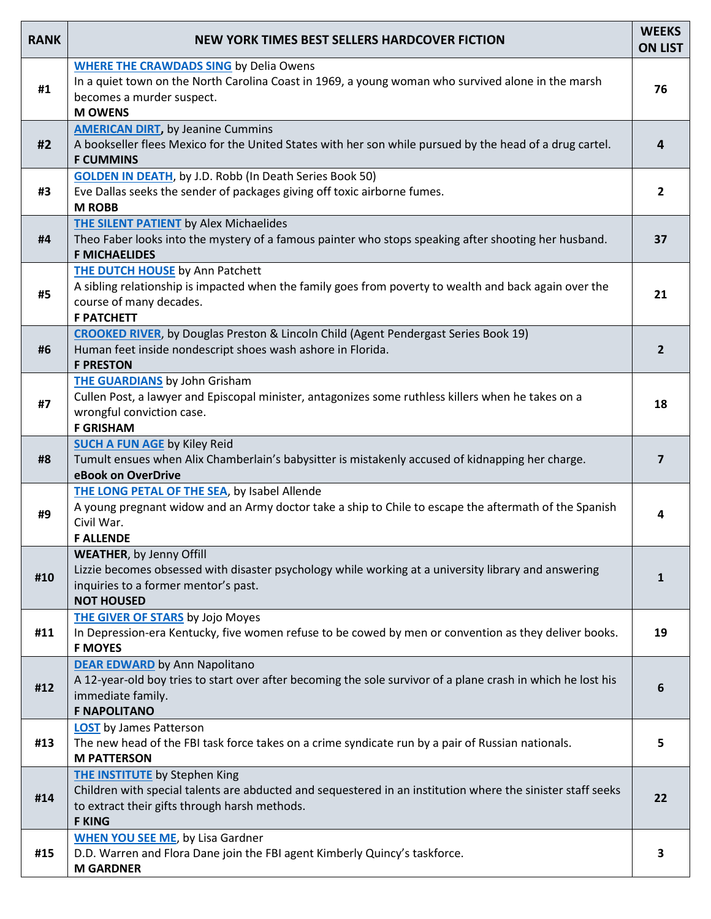| RANK | NEW YORK TIMES BEST SELLERS HARDCOVER FICTION | WEEKS ON LIST |
|---|---|---|
| #1 | **WHERE THE CRAWDADS SING** by Delia Owens<br>In a quiet town on the North Carolina Coast in 1969, a young woman who survived alone in the marsh becomes a murder suspect.<br>**M OWENS** | 76 |
| #2 | **AMERICAN DIRT**, by Jeanine Cummins<br>A bookseller flees Mexico for the United States with her son while pursued by the head of a drug cartel.<br>**F CUMMINS** | 4 |
| #3 | **GOLDEN IN DEATH**, by J.D. Robb (In Death Series Book 50)<br>Eve Dallas seeks the sender of packages giving off toxic airborne fumes.<br>**M ROBB** | 2 |
| #4 | **THE SILENT PATIENT** by Alex Michaelides<br>Theo Faber looks into the mystery of a famous painter who stops speaking after shooting her husband.<br>**F MICHAELIDES** | 37 |
| #5 | **THE DUTCH HOUSE** by Ann Patchett<br>A sibling relationship is impacted when the family goes from poverty to wealth and back again over the course of many decades.<br>**F PATCHETT** | 21 |
| #6 | **CROOKED RIVER**, by Douglas Preston & Lincoln Child (Agent Pendergast Series Book 19)<br>Human feet inside nondescript shoes wash ashore in Florida.<br>**F PRESTON** | 2 |
| #7 | **THE GUARDIANS** by John Grisham<br>Cullen Post, a lawyer and Episcopal minister, antagonizes some ruthless killers when he takes on a wrongful conviction case.<br>**F GRISHAM** | 18 |
| #8 | **SUCH A FUN AGE** by Kiley Reid<br>Tumult ensues when Alix Chamberlain's babysitter is mistakenly accused of kidnapping her charge.<br>**eBook on OverDrive** | 7 |
| #9 | **THE LONG PETAL OF THE SEA**, by Isabel Allende<br>A young pregnant widow and an Army doctor take a ship to Chile to escape the aftermath of the Spanish Civil War.<br>**F ALLENDE** | 4 |
| #10 | **WEATHER**, by Jenny Offill<br>Lizzie becomes obsessed with disaster psychology while working at a university library and answering inquiries to a former mentor's past.<br>**NOT HOUSED** | 1 |
| #11 | **THE GIVER OF STARS** by Jojo Moyes<br>In Depression-era Kentucky, five women refuse to be cowed by men or convention as they deliver books.<br>**F MOYES** | 19 |
| #12 | **DEAR EDWARD** by Ann Napolitano<br>A 12-year-old boy tries to start over after becoming the sole survivor of a plane crash in which he lost his immediate family.<br>**F NAPOLITANO** | 6 |
| #13 | **LOST** by James Patterson<br>The new head of the FBI task force takes on a crime syndicate run by a pair of Russian nationals.<br>**M PATTERSON** | 5 |
| #14 | **THE INSTITUTE** by Stephen King<br>Children with special talents are abducted and sequestered in an institution where the sinister staff seeks to extract their gifts through harsh methods.<br>**F KING** | 22 |
| #15 | **WHEN YOU SEE ME**, by Lisa Gardner<br>D.D. Warren and Flora Dane join the FBI agent Kimberly Quincy's taskforce.<br>**M GARDNER** | 3 |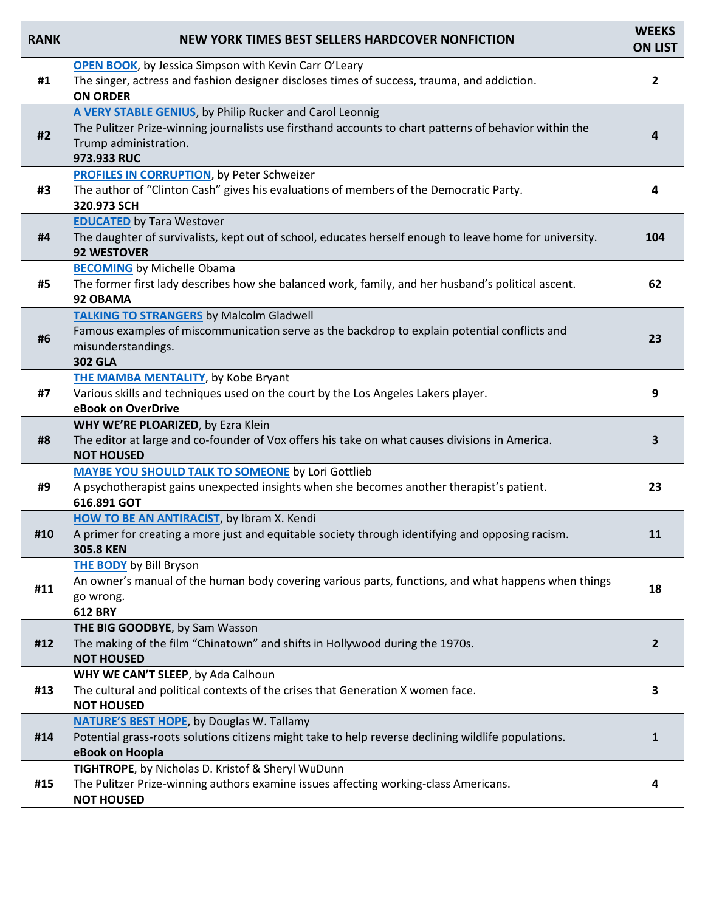| RANK | NEW YORK TIMES BEST SELLERS HARDCOVER NONFICTION | WEEKS ON LIST |
|---|---|---|
| #1 | **OPEN BOOK**, by Jessica Simpson with Kevin Carr O'Leary<br>The singer, actress and fashion designer discloses times of success, trauma, and addiction.<br>**ON ORDER** | 2 |
| #2 | **A VERY STABLE GENIUS**, by Philip Rucker and Carol Leonnig<br>The Pulitzer Prize-winning journalists use firsthand accounts to chart patterns of behavior within the Trump administration.<br>**973.933 RUC** | 4 |
| #3 | **PROFILES IN CORRUPTION**, by Peter Schweizer<br>The author of "Clinton Cash" gives his evaluations of members of the Democratic Party.<br>**320.973 SCH** | 4 |
| #4 | **EDUCATED** by Tara Westover<br>The daughter of survivalists, kept out of school, educates herself enough to leave home for university.<br>**92 WESTOVER** | 104 |
| #5 | **BECOMING** by Michelle Obama<br>The former first lady describes how she balanced work, family, and her husband's political ascent.<br>**92 OBAMA** | 62 |
| #6 | **TALKING TO STRANGERS** by Malcolm Gladwell<br>Famous examples of miscommunication serve as the backdrop to explain potential conflicts and misunderstandings.<br>**302 GLA** | 23 |
| #7 | **THE MAMBA MENTALITY**, by Kobe Bryant<br>Various skills and techniques used on the court by the Los Angeles Lakers player.<br>**eBook on OverDrive** | 9 |
| #8 | **WHY WE'RE PLOARIZED**, by Ezra Klein<br>The editor at large and co-founder of Vox offers his take on what causes divisions in America.<br>**NOT HOUSED** | 3 |
| #9 | **MAYBE YOU SHOULD TALK TO SOMEONE** by Lori Gottlieb<br>A psychotherapist gains unexpected insights when she becomes another therapist's patient.<br>**616.891 GOT** | 23 |
| #10 | **HOW TO BE AN ANTIRACIST**, by Ibram X. Kendi<br>A primer for creating a more just and equitable society through identifying and opposing racism.<br>**305.8 KEN** | 11 |
| #11 | **THE BODY** by Bill Bryson<br>An owner's manual of the human body covering various parts, functions, and what happens when things go wrong.<br>**612 BRY** | 18 |
| #12 | **THE BIG GOODBYE**, by Sam Wasson<br>The making of the film "Chinatown" and shifts in Hollywood during the 1970s.<br>**NOT HOUSED** | 2 |
| #13 | **WHY WE CAN'T SLEEP**, by Ada Calhoun<br>The cultural and political contexts of the crises that Generation X women face.<br>**NOT HOUSED** | 3 |
| #14 | **NATURE'S BEST HOPE**, by Douglas W. Tallamy<br>Potential grass-roots solutions citizens might take to help reverse declining wildlife populations.<br>**eBook on Hoopla** | 1 |
| #15 | **TIGHTROPE**, by Nicholas D. Kristof & Sheryl WuDunn<br>The Pulitzer Prize-winning authors examine issues affecting working-class Americans.<br>**NOT HOUSED** | 4 |